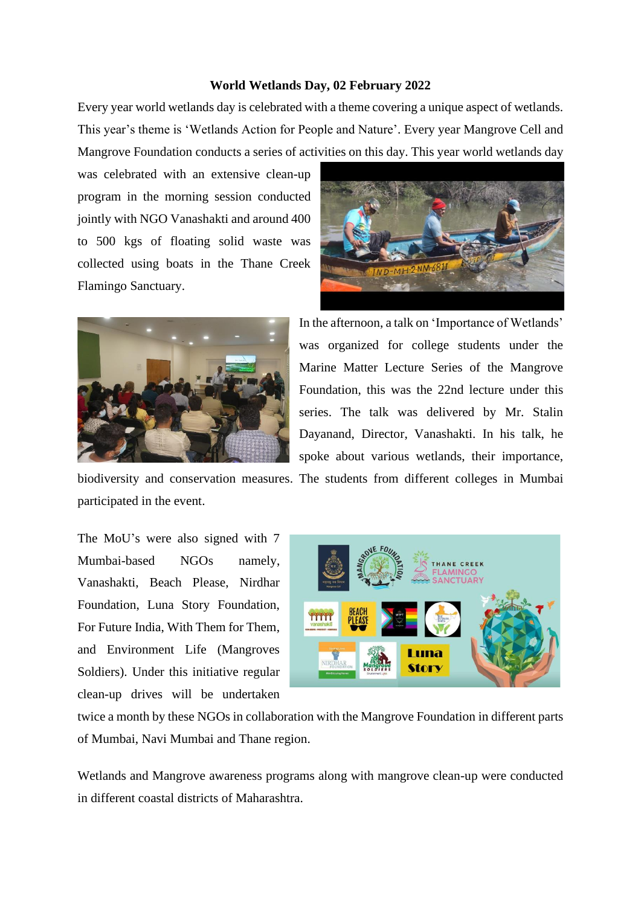**World Wetlands Day, 02 February 2022**

Every year world wetlands day is celebrated with a theme covering a unique aspect of wetlands. This year's theme is 'Wetlands Action for People and Nature'. Every year Mangrove Cell and Mangrove Foundation conducts a series of activities on this day. This year world wetlands day was celebrated with an extensive clean-up program in the morning session conducted jointly with NGO Vanashakti and around 400 to 500 kgs of floating solid waste was collected using boats in the Thane Creek Flamingo Sanctuary.

In the afternoon, a talk on 'Importance of Wetlands' was organized for college students under the Marine Matter Lecture Series of the Mangrove Foundation, this was the 22nd lecture under this series. The talk was delivered by Mr. Stalin Dayanand, Director, Vanashakti. In his talk, he spoke about various wetlands, their importance, biodiversity and conservation measures. The students from different colleges in Mumbai participated in the event.

The MoU's were also signed with 7 Mumbai-based NGOs namely, Vanashakti, Beach Please, Nirdhar Foundation, Luna Story Foundation, For Future India, With Them for Them, and Environment Life (Mangroves Soldiers). Under this initiative regular clean-up drives will be undertaken twice a month by these NGOs in collaboration with the Mangrove Foundation in different parts of Mumbai, Navi Mumbai and Thane region.

Wetlands and Mangrove awareness programs along with mangrove clean-up were conducted in different coastal districts of Maharashtra.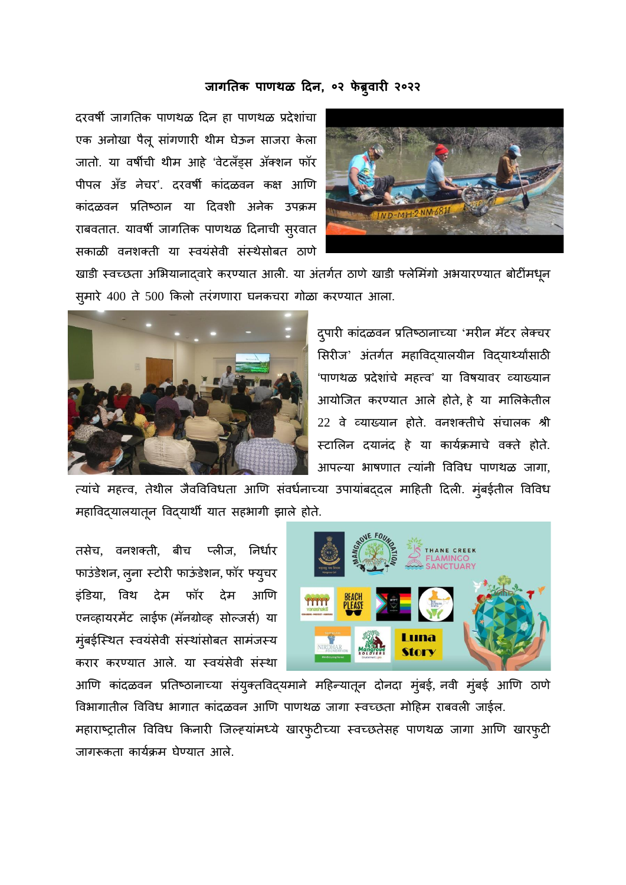## जागतिक पाणथळ दिन, ०२ फेब्रुवारी २०२२

दरवर्षी जागतिक पाणथळ दिन हा पाणथळ प्रदेशांचा एक अनोखा पैलू सांगणारी थीम घेऊन साजरा केला जातो. या वर्षीची थीम आहे 'वेटलॅंड्स ॲक्शन फॉर पीपल ॲंड नेचर'. दरवर्षी कांदळवन कक्ष आणि कांदळवन प्रतिष्ठान या दिवशी अनेक उपक्रम राबवतात. यावर्षी जागतिक पाणथळ दिनाची सुरवात सकाळी वनशक्ती या स्वयंसेवी संस्थेसोबत ठाणे खाडी स्वच्छता अभियानाद्वारे करण्यात आली. या अंतर्गत ठाणे खाडी फ्लेमिंगो अभयारण्यात बोटींमधून सुमारे 400 ते 500 किलो तरंगणारा घनकचरा गोळा करण्यात आला.

दुपारी कांदळवन प्रतिष्ठानाच्या 'मरीन मॅटर लेक्चर सिरीज' अंतर्गत महाविद्यालयीन विद्यार्थ्यांसाठी 'पाणथळ प्रदेशांचे महत्व' या विषयावर व्याख्यान आयोजित करण्यात आले होते, हे या मालिकेतील 22 वे व्याख्यान होते. वनशक्तीचे संचालक श्री स्टालिन दयानंद हे या कार्यक्रमाचे वक्ते होते. आपल्या भाषणात त्यांनी विविध पाणथळ जागा, त्यांचे महत्व, तेथील जैवविविधता आणि संवर्धनाच्या उपायांबद्दल माहिती दिली. मुंबईतील विविध महाविद्यालयातून विद्यार्थी यात सहभागी झाले होते.

तसेच, वनशक्ती, बीच प्लीज, निर्धार फाउंडेशन, लुना स्टोरी फाऊंडेशन, फॉर फ्युचर इंडिया, विथ देम फॉर देम आणि एनव्हायरमेंट लाईफ (मॅनग्रोव्ह सोल्जर्स) या मुंबईस्थित स्वयंसेवी संस्थांसोबत सामंजस्य करार करण्यात आले. या स्वयंसेवी संस्था आणि कांदळवन प्रतिष्ठानाच्या संयुक्तविद्यमाने महिन्यातून दोनदा मुंबई, नवी मुंबई आणि ठाणे विभागातील विविध भागात कांदळवन आणि पाणथळ जागा स्वच्छता मोहिम राबवली जाईल.

महाराष्ट्रातील विविध किनारी जिल्ह्यांमध्ये खारफुटीच्या स्वच्छतेसह पाणथळ जागा आणि खारफुटी जागरूकता कार्यक्रम घेण्यात आले.